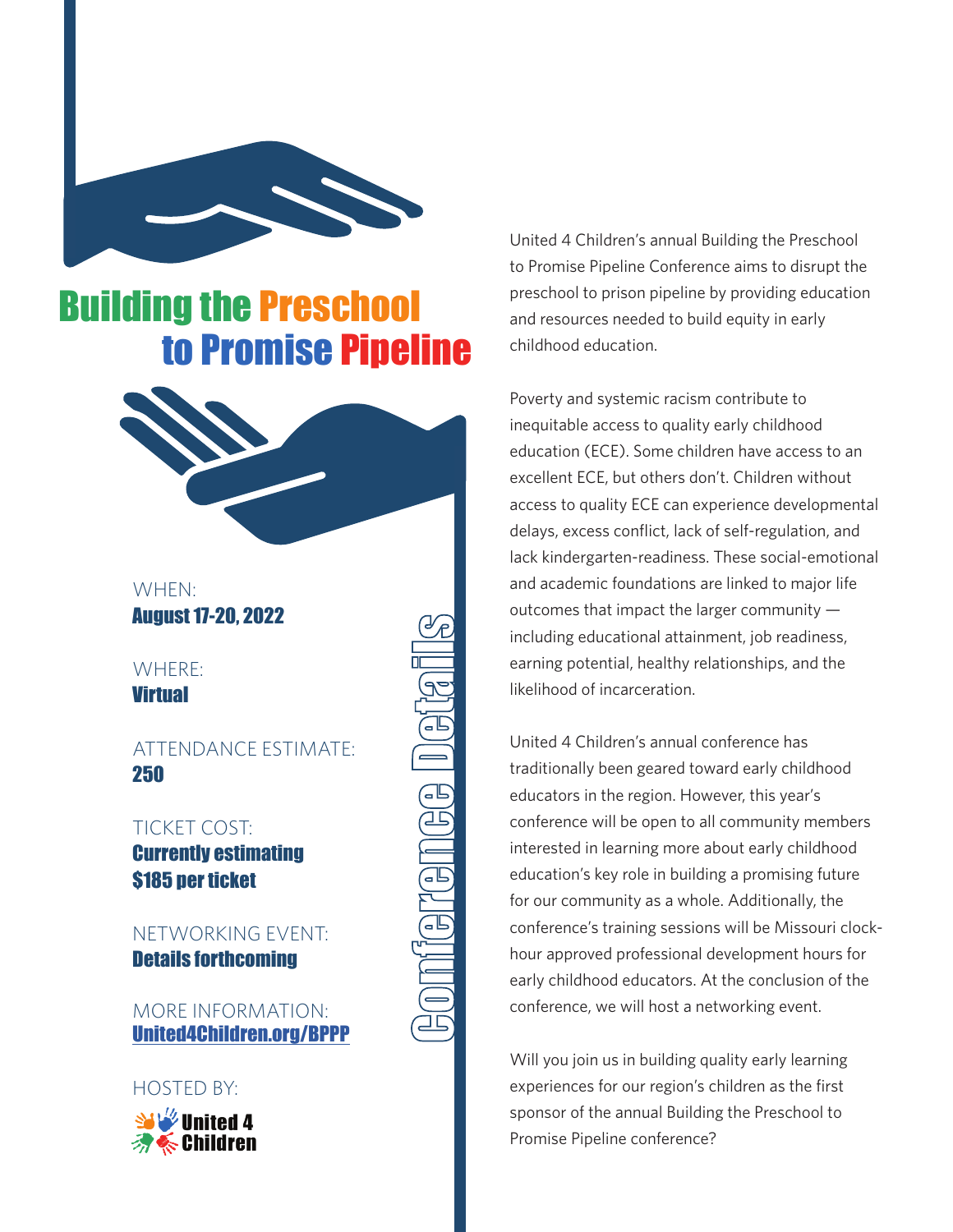# Building the Preschool to Promise Pipeline

## Conference Details

WHEN:
**August 17-20, 2022**

WHERE:
**Virtual**

ATTENDANCE ESTIMATE:
**250**

TICKET COST:
**Currently estimating $185 per ticket**

NETWORKING EVENT:
**Details forthcoming**

MORE INFORMATION:
**United4Children.org/BPPP**

HOSTED BY:
**United 4 Children**

United 4 Children's annual Building the Preschool to Promise Pipeline Conference aims to disrupt the preschool to prison pipeline by providing education and resources needed to build equity in early childhood education.

Poverty and systemic racism contribute to inequitable access to quality early childhood education (ECE). Some children have access to an excellent ECE, but others don't. Children without access to quality ECE can experience developmental delays, excess conflict, lack of self-regulation, and lack kindergarten-readiness. These social-emotional and academic foundations are linked to major life outcomes that impact the larger community — including educational attainment, job readiness, earning potential, healthy relationships, and the likelihood of incarceration.

United 4 Children's annual conference has traditionally been geared toward early childhood educators in the region. However, this year's conference will be open to all community members interested in learning more about early childhood education's key role in building a promising future for our community as a whole. Additionally, the conference's training sessions will be Missouri clock-hour approved professional development hours for early childhood educators. At the conclusion of the conference, we will host a networking event.

Will you join us in building quality early learning experiences for our region's children as the first sponsor of the annual Building the Preschool to Promise Pipeline conference?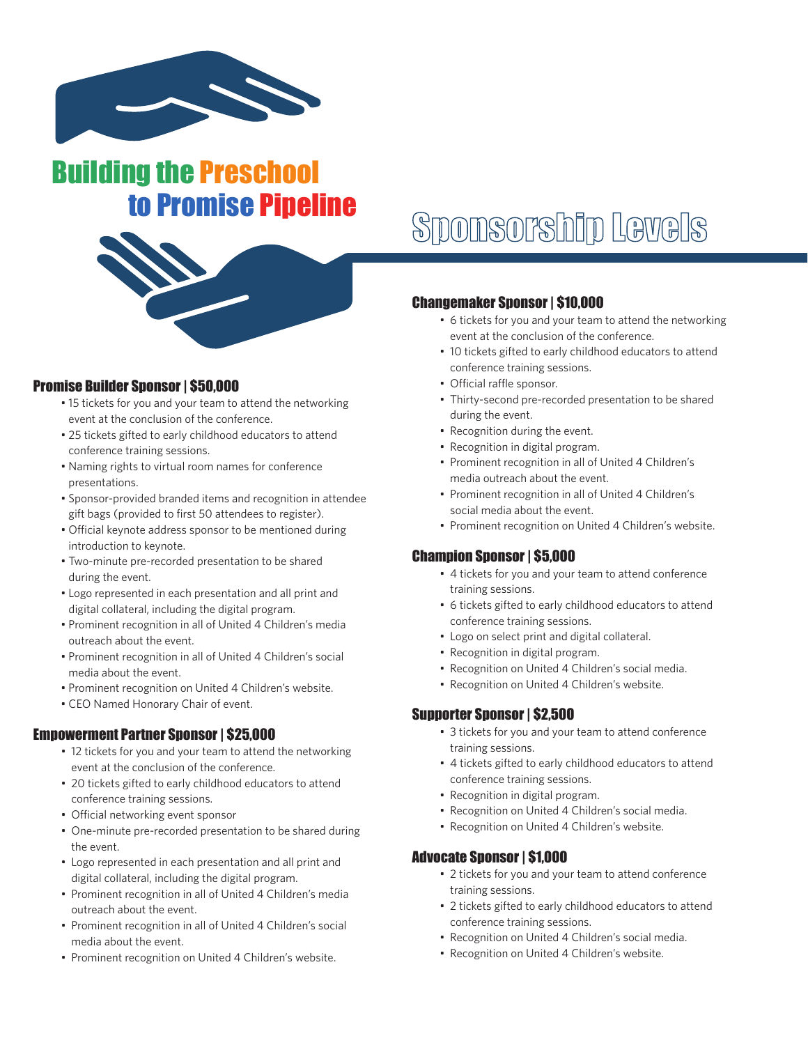# Building the Preschool to Promise Pipeline

# Sponsorship Levels

### Promise Builder Sponsor | $50,000

- 15 tickets for you and your team to attend the networking event at the conclusion of the conference.
- 25 tickets gifted to early childhood educators to attend conference training sessions.
- Naming rights to virtual room names for conference presentations.
- Sponsor-provided branded items and recognition in attendee gift bags (provided to first 50 attendees to register).
- Official keynote address sponsor to be mentioned during introduction to keynote.
- Two-minute pre-recorded presentation to be shared during the event.
- Logo represented in each presentation and all print and digital collateral, including the digital program.
- Prominent recognition in all of United 4 Children's media outreach about the event.
- Prominent recognition in all of United 4 Children's social media about the event.
- Prominent recognition on United 4 Children's website.
- CEO Named Honorary Chair of event.

### Empowerment Partner Sponsor | $25,000

- 12 tickets for you and your team to attend the networking event at the conclusion of the conference.
- 20 tickets gifted to early childhood educators to attend conference training sessions.
- Official networking event sponsor
- One-minute pre-recorded presentation to be shared during the event.
- Logo represented in each presentation and all print and digital collateral, including the digital program.
- Prominent recognition in all of United 4 Children's media outreach about the event.
- Prominent recognition in all of United 4 Children's social media about the event.
- Prominent recognition on United 4 Children's website.

### Changemaker Sponsor | $10,000

- 6 tickets for you and your team to attend the networking event at the conclusion of the conference.
- 10 tickets gifted to early childhood educators to attend conference training sessions.
- Official raffle sponsor.
- Thirty-second pre-recorded presentation to be shared during the event.
- Recognition during the event.
- Recognition in digital program.
- Prominent recognition in all of United 4 Children's media outreach about the event.
- Prominent recognition in all of United 4 Children's social media about the event.
- Prominent recognition on United 4 Children's website.

### Champion Sponsor | $5,000

- 4 tickets for you and your team to attend conference training sessions.
- 6 tickets gifted to early childhood educators to attend conference training sessions.
- Logo on select print and digital collateral.
- Recognition in digital program.
- Recognition on United 4 Children's social media.
- Recognition on United 4 Children's website.

### Supporter Sponsor | $2,500

- 3 tickets for you and your team to attend conference training sessions.
- 4 tickets gifted to early childhood educators to attend conference training sessions.
- Recognition in digital program.
- Recognition on United 4 Children's social media.
- Recognition on United 4 Children's website.

### Advocate Sponsor | $1,000

- 2 tickets for you and your team to attend conference training sessions.
- 2 tickets gifted to early childhood educators to attend conference training sessions.
- Recognition on United 4 Children's social media.
- Recognition on United 4 Children's website.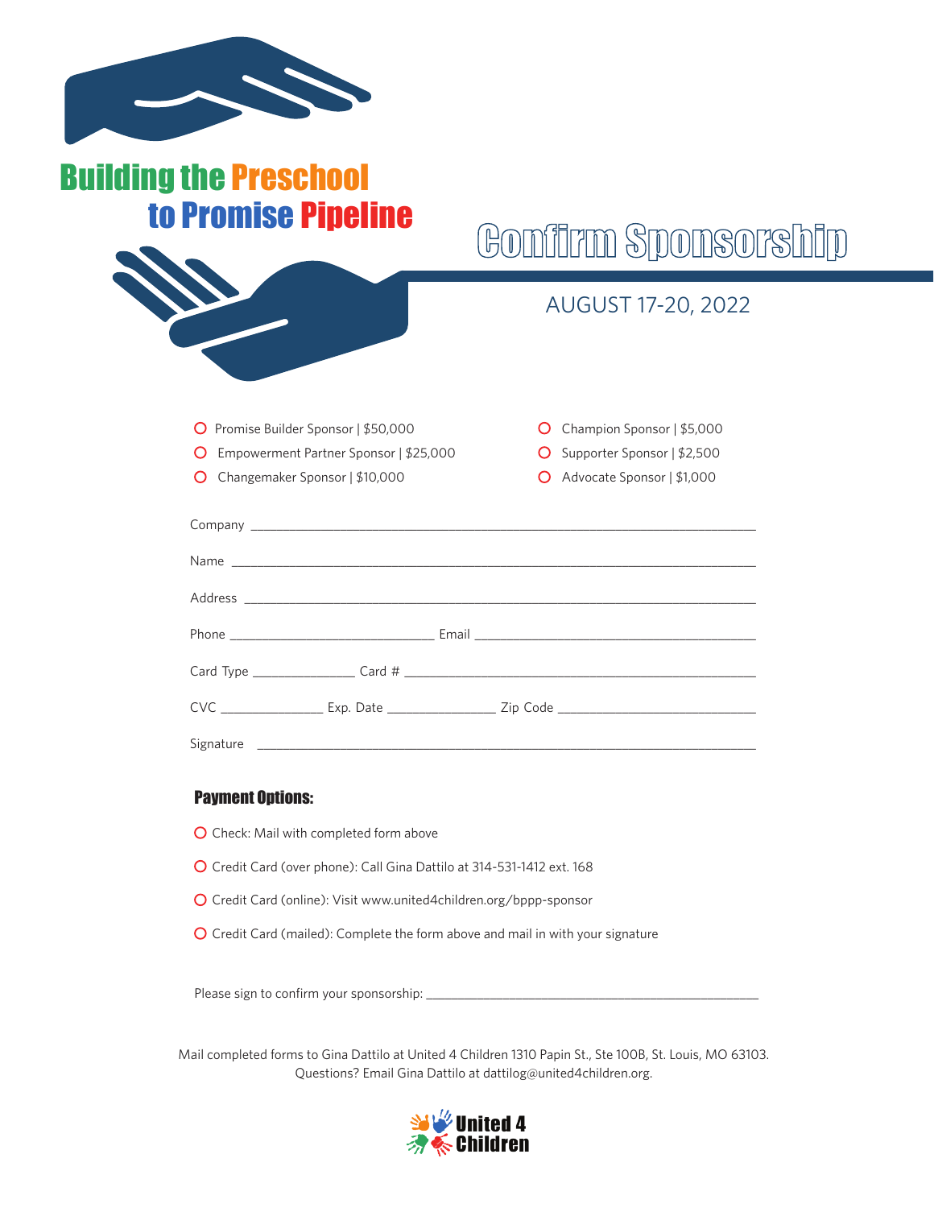# Building the Preschool to Promise Pipeline

## Confirm Sponsorship

AUGUST 17-20, 2022

- ○ Promise Builder Sponsor | $50,000
- ○ Empowerment Partner Sponsor | $25,000
- ○ Changemaker Sponsor | $10,000
- ○ Champion Sponsor | $5,000
- ○ Supporter Sponsor | $2,500
- ○ Advocate Sponsor | $1,000

Company ___________________________________________

Name ___________________________________________

Address ___________________________________________

Phone ____________________ Email ____________________

Card Type ____________ Card # ______________________________

CVC ____________ Exp. Date ____________ Zip Code ____________________

Signature ___________________________________________

### Payment Options:

- ○ Check: Mail with completed form above
- ○ Credit Card (over phone): Call Gina Dattilo at 314-531-1412 ext. 168
- ○ Credit Card (online): Visit www.united4children.org/bppp-sponsor
- ○ Credit Card (mailed): Complete the form above and mail in with your signature

Please sign to confirm your sponsorship: ______________________________

Mail completed forms to Gina Dattilo at United 4 Children 1310 Papin St., Ste 100B, St. Louis, MO 63103.
Questions? Email Gina Dattilo at dattilog@united4children.org.

United 4 Children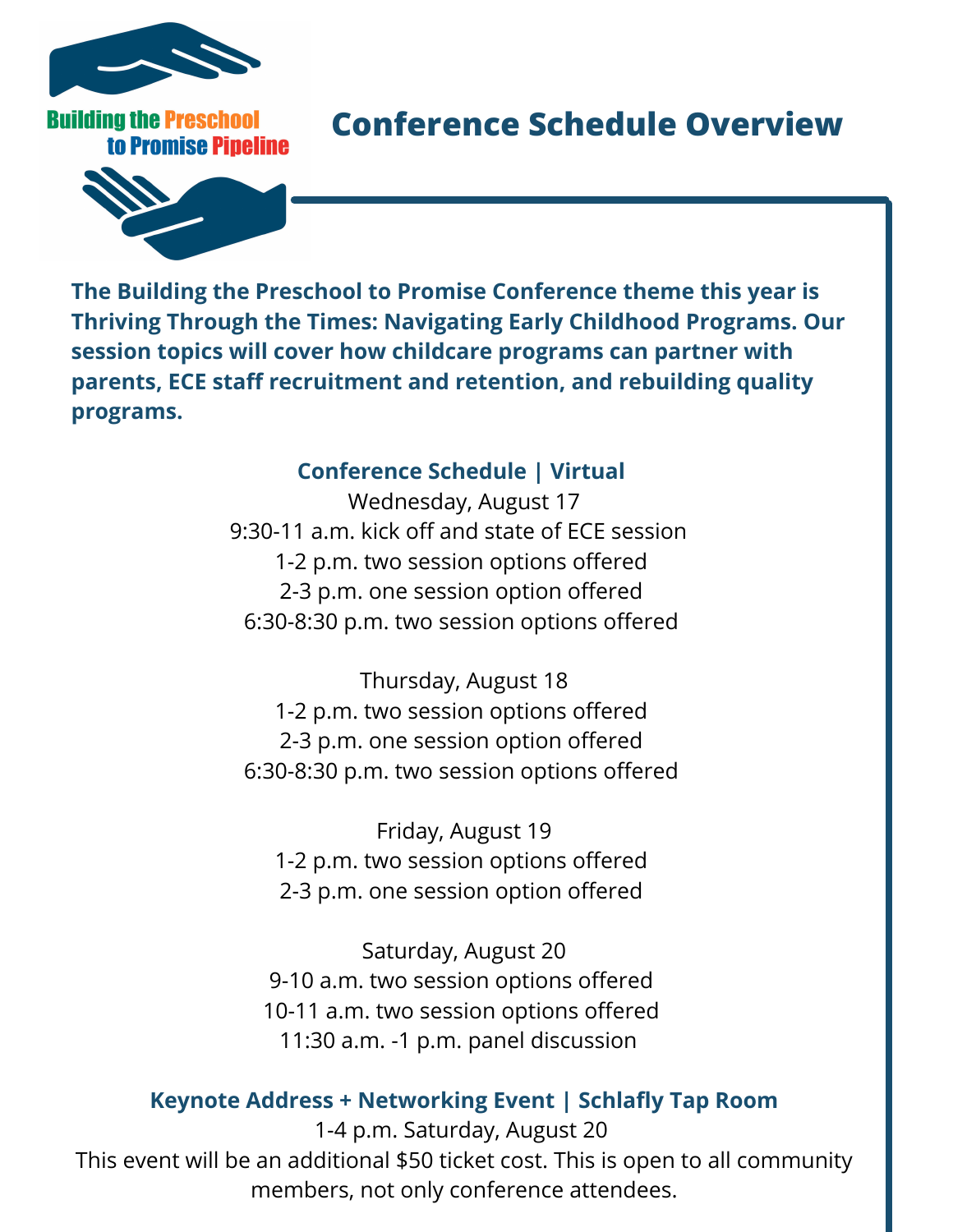Building the Preschool to Promise Pipeline

# Conference Schedule Overview

**The Building the Preschool to Promise Conference theme this year is Thriving Through the Times: Navigating Early Childhood Programs. Our session topics will cover how childcare programs can partner with parents, ECE staff recruitment and retention, and rebuilding quality programs.**

## Conference Schedule | Virtual

Wednesday, August 17
9:30-11 a.m. kick off and state of ECE session
1-2 p.m. two session options offered
2-3 p.m. one session option offered
6:30-8:30 p.m. two session options offered

Thursday, August 18
1-2 p.m. two session options offered
2-3 p.m. one session option offered
6:30-8:30 p.m. two session options offered

Friday, August 19
1-2 p.m. two session options offered
2-3 p.m. one session option offered

Saturday, August 20
9-10 a.m. two session options offered
10-11 a.m. two session options offered
11:30 a.m. -1 p.m. panel discussion

## Keynote Address + Networking Event | Schlafly Tap Room

1-4 p.m. Saturday, August 20
This event will be an additional $50 ticket cost. This is open to all community members, not only conference attendees.